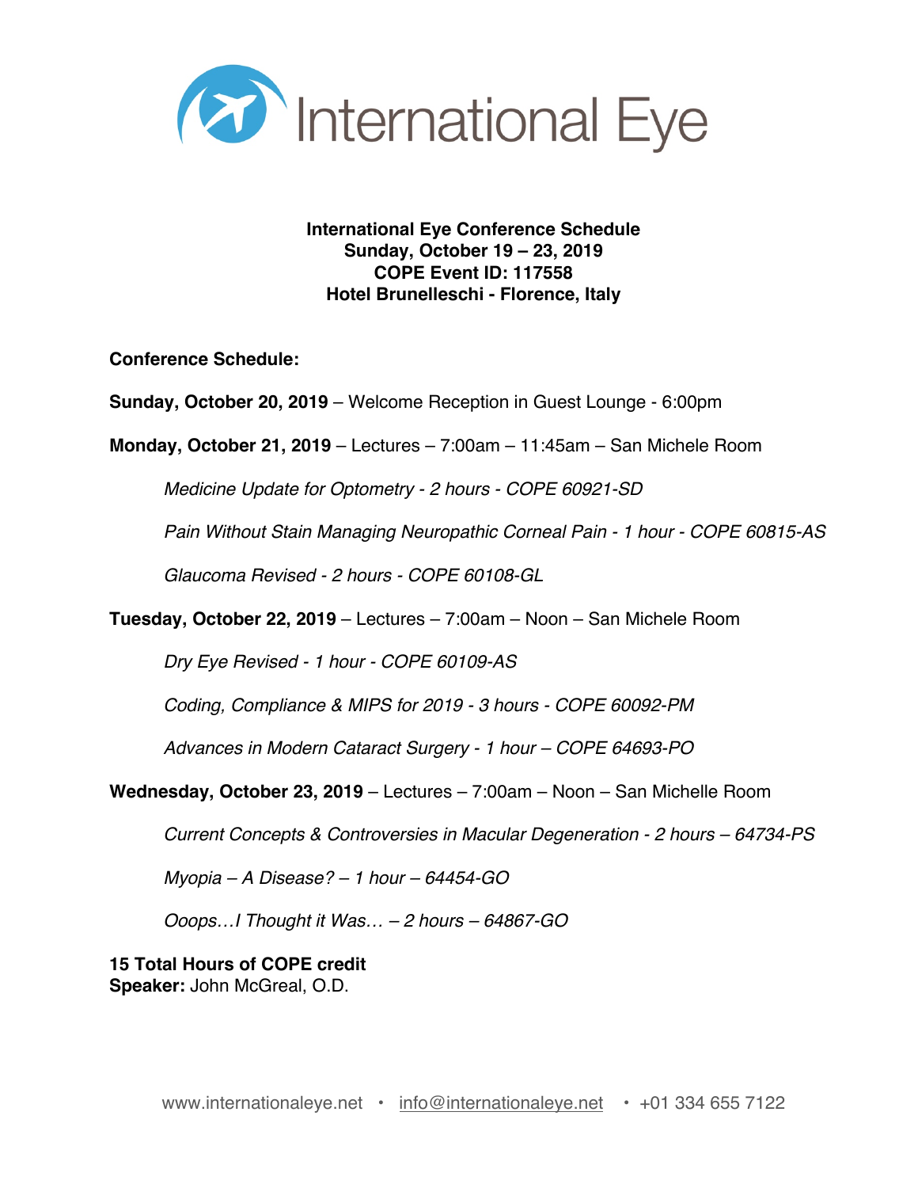International Eye

**International Eye Conference Schedule**
**Sunday, October 19 – 23, 2019**
**COPE Event ID: 117558**
**Hotel Brunelleschi - Florence, Italy**

**Conference Schedule:**

**Sunday, October 20, 2019** – Welcome Reception in Guest Lounge - 6:00pm

**Monday, October 21, 2019** – Lectures – 7:00am – 11:45am – San Michele Room

*Medicine Update for Optometry - 2 hours - COPE 60921-SD*

*Pain Without Stain Managing Neuropathic Corneal Pain - 1 hour - COPE 60815-AS*

*Glaucoma Revised - 2 hours - COPE 60108-GL*

**Tuesday, October 22, 2019** – Lectures – 7:00am – Noon – San Michele Room

*Dry Eye Revised - 1 hour - COPE 60109-AS*

*Coding, Compliance & MIPS for 2019 - 3 hours - COPE 60092-PM*

*Advances in Modern Cataract Surgery - 1 hour – COPE 64693-PO*

**Wednesday, October 23, 2019** – Lectures – 7:00am – Noon – San Michelle Room

*Current Concepts & Controversies in Macular Degeneration - 2 hours – 64734-PS*

*Myopia – A Disease? – 1 hour – 64454-GO*

*Ooops…I Thought it Was… – 2 hours – 64867-GO*

**15 Total Hours of COPE credit**
**Speaker:** John McGreal, O.D.

www.internationaleye.net • info@internationaleye.net • +01 334 655 7122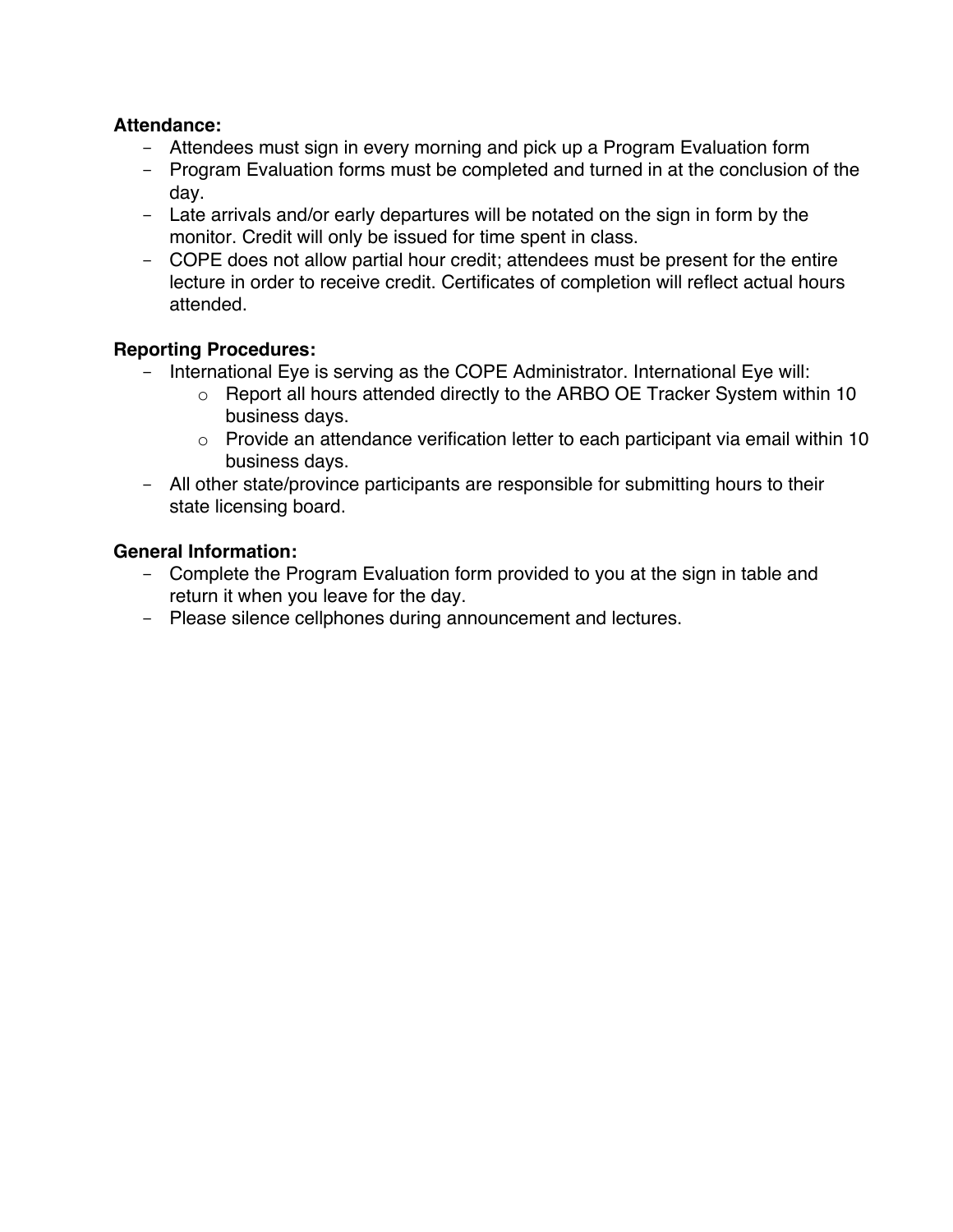**Attendance:**

- Attendees must sign in every morning and pick up a Program Evaluation form
- Program Evaluation forms must be completed and turned in at the conclusion of the day.
- Late arrivals and/or early departures will be notated on the sign in form by the monitor. Credit will only be issued for time spent in class.
- COPE does not allow partial hour credit; attendees must be present for the entire lecture in order to receive credit. Certificates of completion will reflect actual hours attended.

**Reporting Procedures:**

- International Eye is serving as the COPE Administrator. International Eye will:
  - Report all hours attended directly to the ARBO OE Tracker System within 10 business days.
  - Provide an attendance verification letter to each participant via email within 10 business days.
- All other state/province participants are responsible for submitting hours to their state licensing board.

**General Information:**

- Complete the Program Evaluation form provided to you at the sign in table and return it when you leave for the day.
- Please silence cellphones during announcement and lectures.